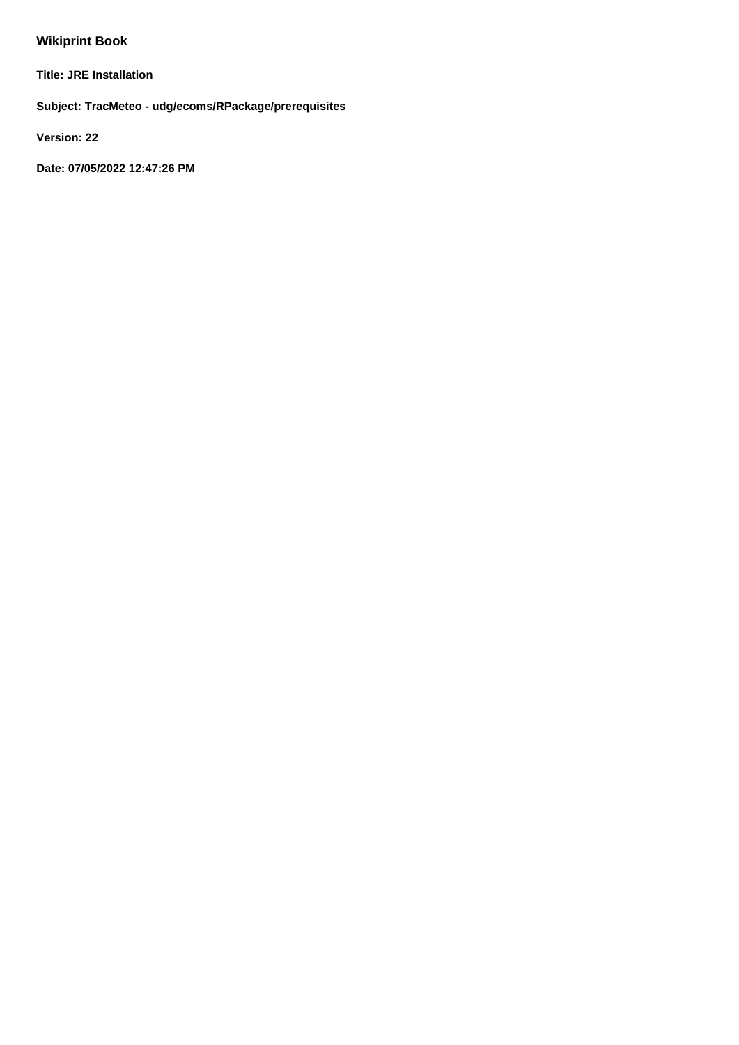**Wikiprint Book**

**Title: JRE Installation**

**Subject: TracMeteo - udg/ecoms/RPackage/prerequisites**

**Version: 22**

**Date: 07/05/2022 12:47:26 PM**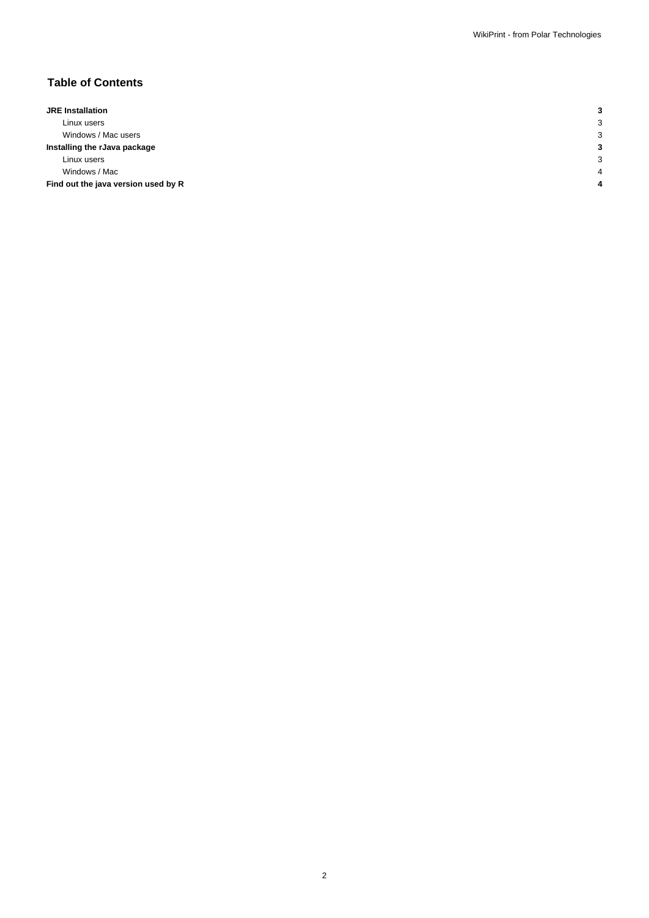## Table of Contents

| | |
|---|---|
| **JRE Installation** | **3** |
| Linux users | 3 |
| Windows / Mac users | 3 |
| **Installing the rJava package** | **3** |
| Linux users | 3 |
| Windows / Mac | 4 |
| **Find out the java version used by R** | **4** |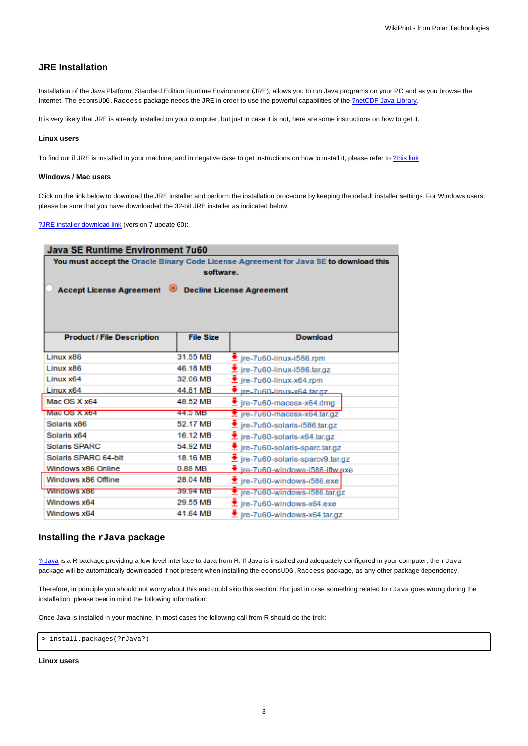## JRE Installation

Installation of the Java Platform, Standard Edition Runtime Environment (JRE), allows you to run Java programs on your PC and as you browse the Internet. The `ecomsUDG.Raccess` package needs the JRE in order to use the powerful capabilities of the ?netCDF Java Library.

It is very likely that JRE is already installed on your computer, but just in case it is not, here are some instructions on how to get it.

### Linux users

To find out if JRE is installed in your machine, and in negative case to get instructions on how to install it, please refer to ?this link

### Windows / Mac users

Click on the link below to download the JRE installer and perform the installation procedure by keeping the default installer settings. For Windows users, please be sure that you have downloaded the 32-bit JRE installer as indicated below.

?JRE installer download link (version 7 update 60):

**Java SE Runtime Environment 7u60**

**You must accept the Oracle Binary Code License Agreement for Java SE to download this software.**

**Accept License Agreement** **Decline License Agreement**

| Product / File Description | File Size | Download |
|---|---|---|
| Linux x86 | 31.55 MB | jre-7u60-linux-i586.rpm |
| Linux x86 | 46.18 MB | jre-7u60-linux-i586.tar.gz |
| Linux x64 | 32.06 MB | jre-7u60-linux-x64.rpm |
| Linux x64 | 44.81 MB | jre-7u60-linux-x64.tar.gz |
| Mac OS X x64 | 48.52 MB | jre-7u60-macosx-x64.dmg |
| Mac OS X x64 | 44.5 MB | jre-7u60-macosx-x64.tar.gz |
| Solaris x86 | 52.17 MB | jre-7u60-solaris-i586.tar.gz |
| Solaris x64 | 16.12 MB | jre-7u60-solaris-x64.tar.gz |
| Solaris SPARC | 54.92 MB | jre-7u60-solaris-sparc.tar.gz |
| Solaris SPARC 64-bit | 18.16 MB | jre-7u60-solaris-sparcv9.tar.gz |
| Windows x86 Online | 0.88 MB | jre-7u60-windows-i586-iftw.exe |
| Windows x86 Offline | 28.04 MB | jre-7u60-windows-i586.exe |
| Windows x86 | 39.94 MB | jre-7u60-windows-i586.tar.gz |
| Windows x64 | 29.55 MB | jre-7u60-windows-x64.exe |
| Windows x64 | 41.64 MB | jre-7u60-windows-x64.tar.gz |

## Installing the `rJava` package

?rJava is a R package providing a low-level interface to Java from R. If Java is installed and adequately configured in your computer, the `rJava` package will be automatically downloaded if not present when installing the `ecomsUDG.Raccess` package, as any other package dependency.

Therefore, in principle you should not worry about this and could skip this section. But just in case something related to `rJava` goes wrong during the installation, please bear in mind the following information:

Once Java is installed in your machine, in most cases the following call from R should do the trick:

```
> install.packages(?rJava?)
```

### Linux users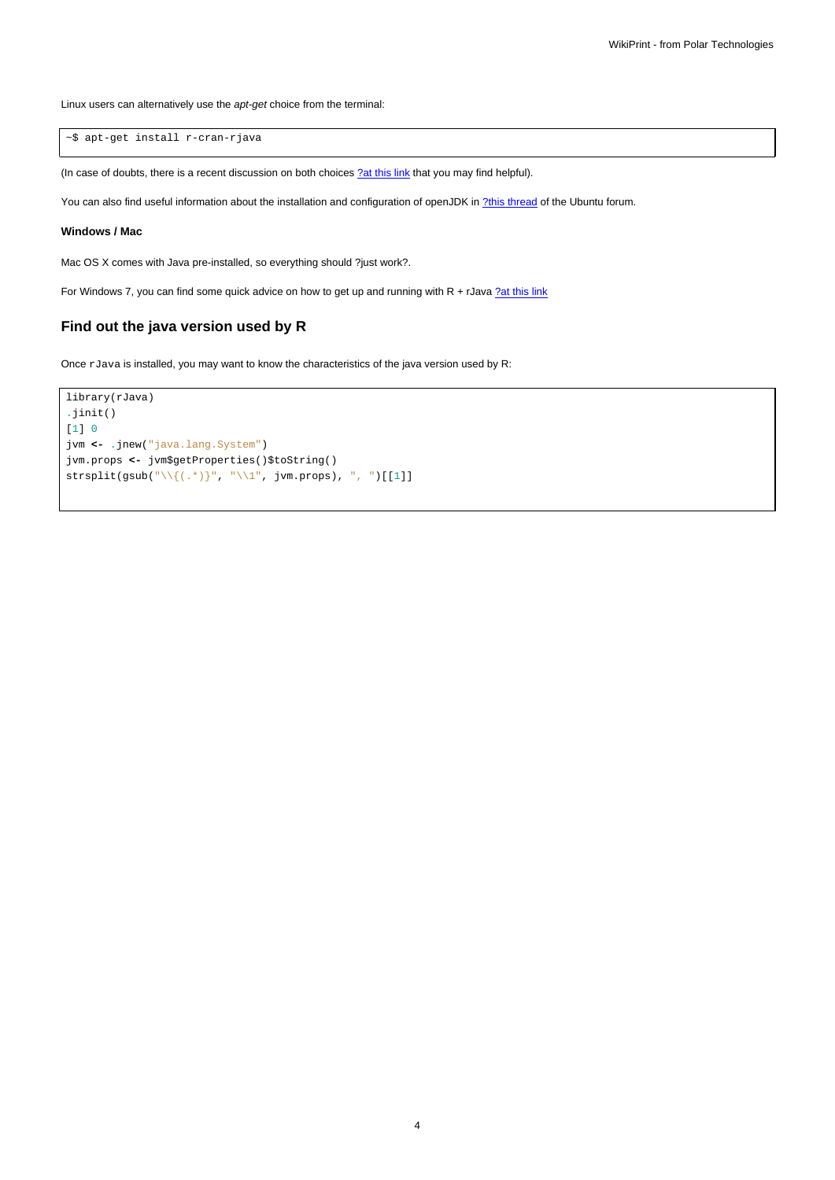Linux users can alternatively use the *apt-get* choice from the terminal:

```
~$ apt-get install r-cran-rjava
```

(In case of doubts, there is a recent discussion on both choices ?at this link that you may find helpful).

You can also find useful information about the installation and configuration of openJDK in ?this thread of the Ubuntu forum.

**Windows / Mac**

Mac OS X comes with Java pre-installed, so everything should ?just work?.

For Windows 7, you can find some quick advice on how to get up and running with R + rJava ?at this link

## Find out the java version used by R

Once `rJava` is installed, you may want to know the characteristics of the java version used by R:

```
library(rJava)
.jinit()
[1] 0
jvm <- .jnew("java.lang.System")
jvm.props <- jvm$getProperties()$toString()
strsplit(gsub("\\{(.*)}", "\\1", jvm.props), ", ")[[1]]
```